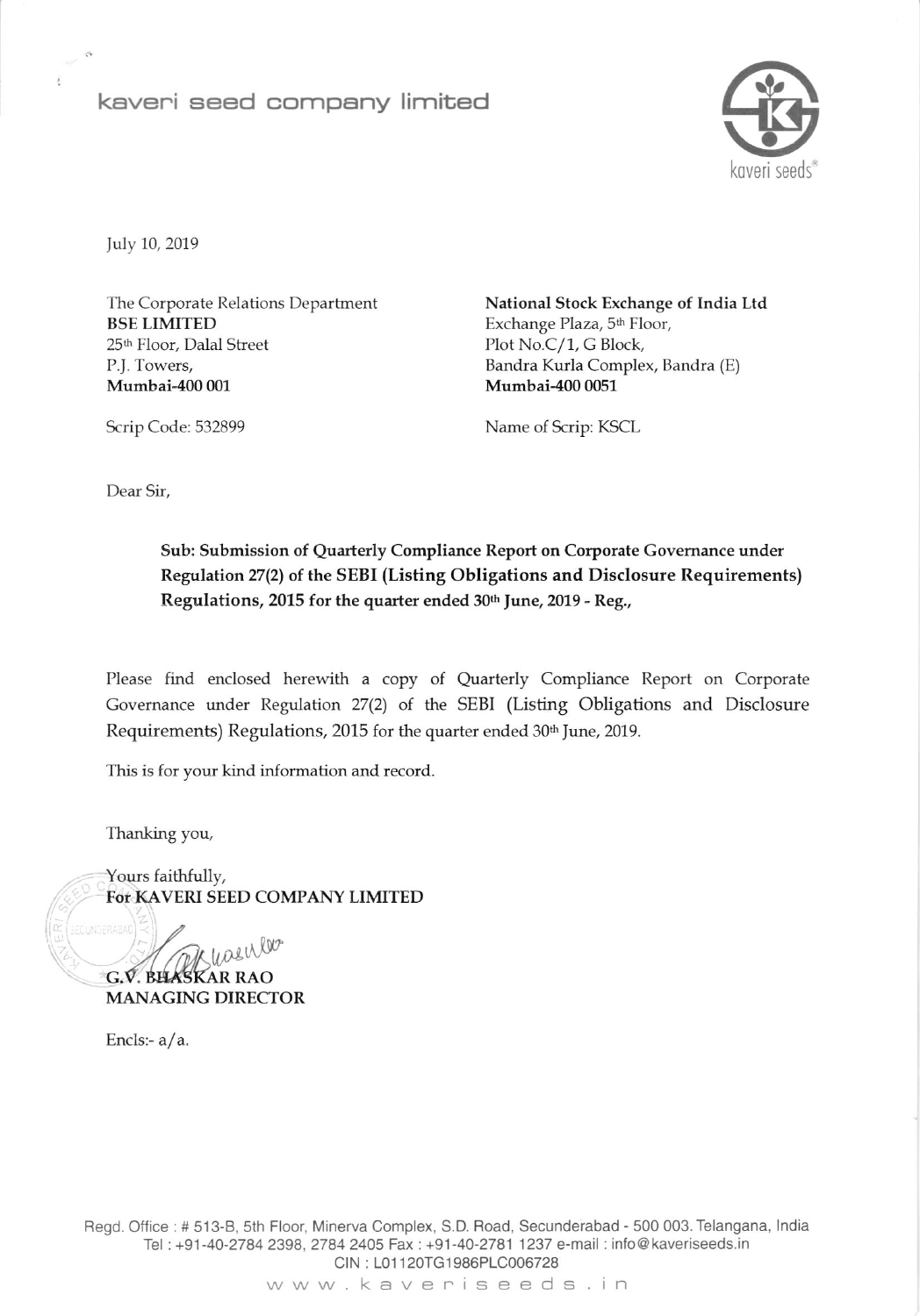# kaveri seed company limited

July 10, 2019

The Corporate Relations Department
**BSE LIMITED**
25th Floor, Dalal Street
P.J. Towers,
**Mumbai-400 001**

Scrip Code: 532899

**National Stock Exchange of India Ltd**
Exchange Plaza, 5th Floor,
Plot No.C/1, G Block,
Bandra Kurla Complex, Bandra (E)
**Mumbai-400 0051**

Name of Scrip: KSCL

Dear Sir,

**Sub: Submission of Quarterly Compliance Report on Corporate Governance under Regulation 27(2) of the SEBI (Listing Obligations and Disclosure Requirements) Regulations, 2015 for the quarter ended 30th June, 2019 - Reg.,**

Please find enclosed herewith a copy of Quarterly Compliance Report on Corporate Governance under Regulation 27(2) of the SEBI (Listing Obligations and Disclosure Requirements) Regulations, 2015 for the quarter ended 30th June, 2019.

This is for your kind information and record.

Thanking you,

Yours faithfully,
**For KAVERI SEED COMPANY LIMITED**

**G.V. BHASKAR RAO**
**MANAGING DIRECTOR**

Encls:- a/a.

Regd. Office : # 513-B, 5th Floor, Minerva Complex, S.D. Road, Secunderabad - 500 003. Telangana, India
Tel : +91-40-2784 2398, 2784 2405 Fax : +91-40-2781 1237 e-mail : info@kaveriseeds.in
CIN : L01120TG1986PLC006728
www.kaveriseeds.in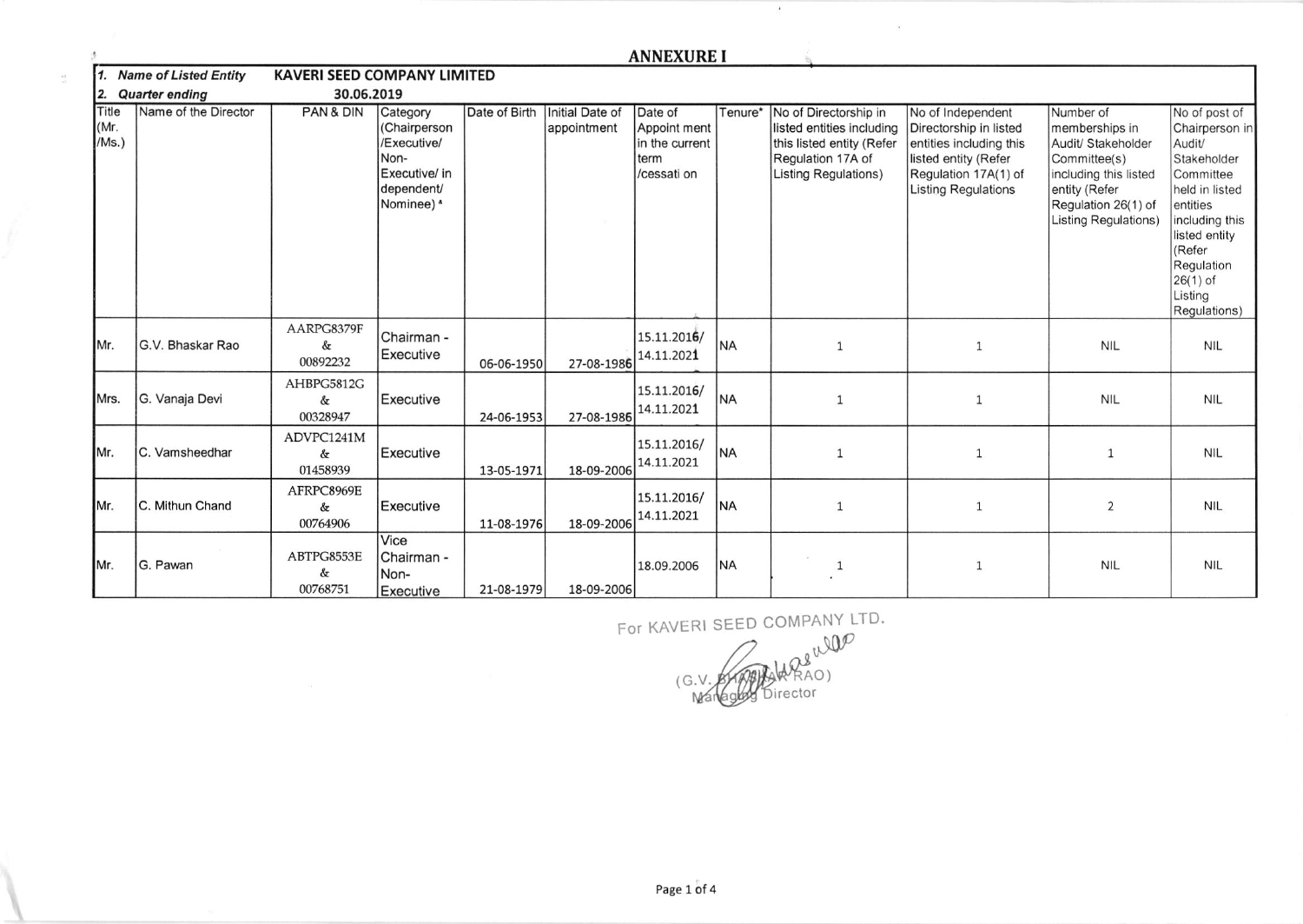# ANNEXURE I

| 1. *Name of Listed Entity* | KAVERI SEED COMPANY LIMITED | | | | | | | | | | |
|---|---|---|---|---|---|---|---|---|---|---|---|
| 2. *Quarter ending* | 30.06.2019 | | | | | | | | | | |
| Title (Mr. /Ms.) | Name of the Director | PAN & DIN | Category (Chairperson /Executive/ Non-Executive/ in dependent/ Nominee) * | Date of Birth | Initial Date of appointment | Date of Appoint ment in the current term /cessati on | Tenure* | No of Directorship in listed entities including this listed entity (Refer Regulation 17A of Listing Regulations) | No of Independent Directorship in listed entities including this listed entity (Refer Regulation 17A(1) of Listing Regulations | Number of memberships in Audit/ Stakeholder Committee(s) including this listed entity (Refer Regulation 26(1) of Listing Regulations) | No of post of Chairperson in Audit/ Stakeholder Committee held in listed entities including this listed entity (Refer Regulation 26(1) of Listing Regulations) |
| Mr. | G.V. Bhaskar Rao | AARPG8379F & 00892232 | Chairman - Executive | 06-06-1950 | 27-08-1986 | 15.11.2016/ 14.11.2021 | NA | 1 | 1 | NIL | NIL |
| Mrs. | G. Vanaja Devi | AHBPG5812G & 00328947 | Executive | 24-06-1953 | 27-08-1986 | 15.11.2016/ 14.11.2021 | NA | 1 | 1 | NIL | NIL |
| Mr. | C. Vamsheedhar | ADVPC1241M & 01458939 | Executive | 13-05-1971 | 18-09-2006 | 15.11.2016/ 14.11.2021 | NA | 1 | 1 | 1 | NIL |
| Mr. | C. Mithun Chand | AFRPC8969E & 00764906 | Executive | 11-08-1976 | 18-09-2006 | 15.11.2016/ 14.11.2021 | NA | 1 | 1 | 2 | NIL |
| Mr. | G. Pawan | ABTPG8553E & 00768751 | Vice Chairman - Non-Executive | 21-08-1979 | 18-09-2006 | 18.09.2006 | NA | 1 | 1 | NIL | NIL |

For KAVERI SEED COMPANY LTD.

(G.V. BHASKAR RAO)
Managing Director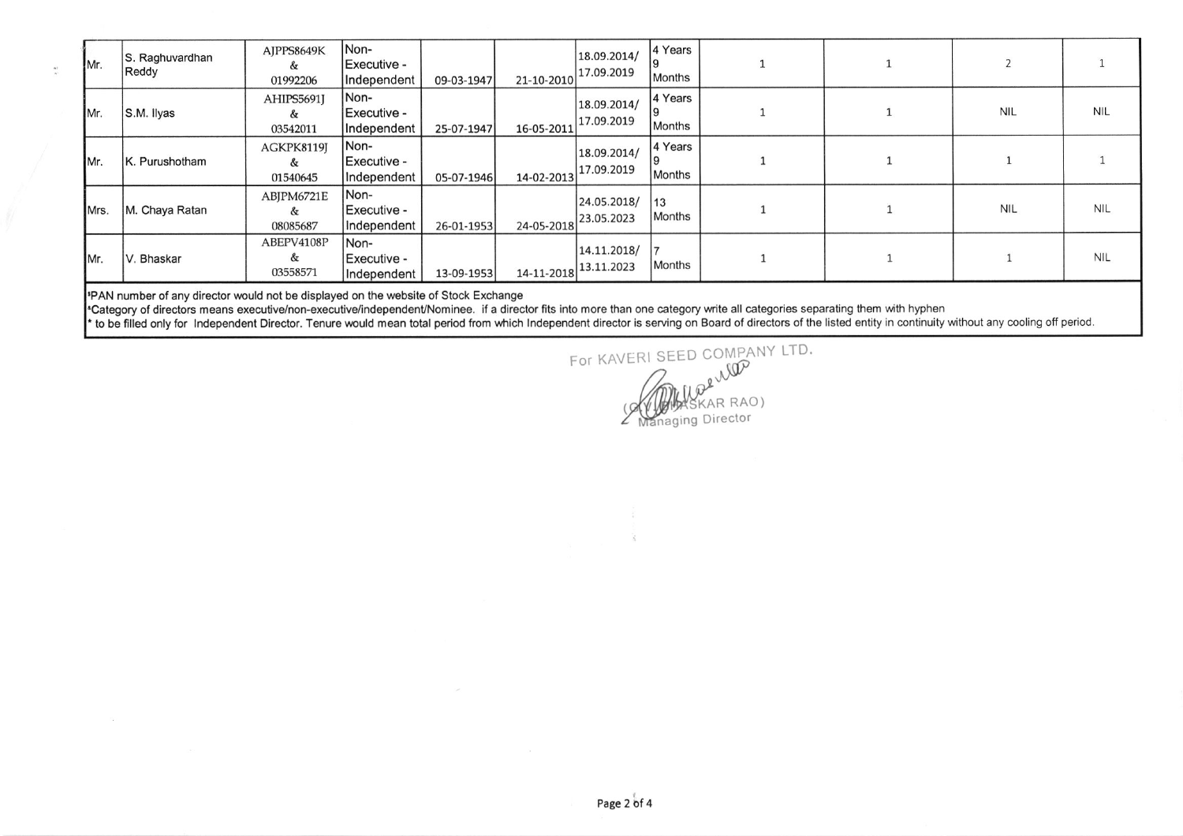| | | | | | | | | | | | |
|---|---|---|---|---|---|---|---|---|---|---|---|
| Mr. | S. Raghuvardhan Reddy | AJPPS8649K & 01992206 | Non-Executive - Independent | 09-03-1947 | 21-10-2010 | 18.09.2014/ 17.09.2019 | 4 Years 9 Months | 1 | 1 | 2 | 1 |
| Mr. | S.M. Ilyas | AHIPS5691J & 03542011 | Non-Executive - Independent | 25-07-1947 | 16-05-2011 | 18.09.2014/ 17.09.2019 | 4 Years 9 Months | 1 | 1 | NIL | NIL |
| Mr. | K. Purushotham | AGKPK8119J & 01540645 | Non-Executive - Independent | 05-07-1946 | 14-02-2013 | 18.09.2014/ 17.09.2019 | 4 Years 9 Months | 1 | 1 | 1 | 1 |
| Mrs. | M. Chaya Ratan | ABJPM6721E & 08085687 | Non-Executive - Independent | 26-01-1953 | 24-05-2018 | 24.05.2018/ 23.05.2023 | 13 Months | 1 | 1 | NIL | NIL |
| Mr. | V. Bhaskar | ABEPV4108P & 03558571 | Non-Executive - Independent | 13-09-1953 | 14-11-2018 | 14.11.2018/ 13.11.2023 | 7 Months | 1 | 1 | 1 | NIL |

[1]PAN number of any director would not be displayed on the website of Stock Exchange

[2]Category of directors means executive/non-executive/independent/Nominee. if a director fits into more than one category write all categories separating them with hyphen

* to be filled only for Independent Director. Tenure would mean total period from which Independent director is serving on Board of directors of the listed entity in continuity without any cooling off period.

For KAVERI SEED COMPANY LTD.

(G.V. BHASKAR RAO)
Managing Director